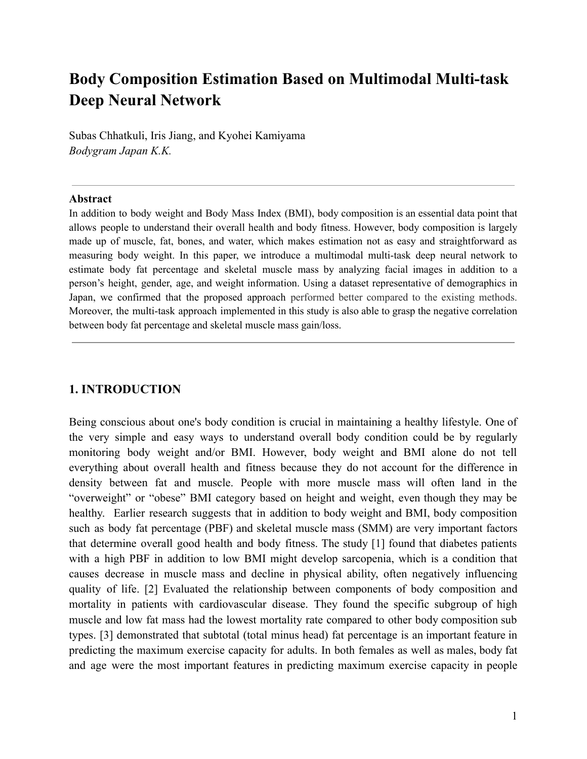# Body Composition Estimation Based on Multimodal Multi-task Deep Neural Network

Subas Chhatkuli, Iris Jiang, and Kyohei Kamiyama
*Bodygram Japan K.K.*

---

**Abstract**

In addition to body weight and Body Mass Index (BMI), body composition is an essential data point that allows people to understand their overall health and body fitness. However, body composition is largely made up of muscle, fat, bones, and water, which makes estimation not as easy and straightforward as measuring body weight. In this paper, we introduce a multimodal multi-task deep neural network to estimate body fat percentage and skeletal muscle mass by analyzing facial images in addition to a person's height, gender, age, and weight information. Using a dataset representative of demographics in Japan, we confirmed that the proposed approach performed better compared to the existing methods. Moreover, the multi-task approach implemented in this study is also able to grasp the negative correlation between body fat percentage and skeletal muscle mass gain/loss.

---

## 1. INTRODUCTION

Being conscious about one's body condition is crucial in maintaining a healthy lifestyle. One of the very simple and easy ways to understand overall body condition could be by regularly monitoring body weight and/or BMI. However, body weight and BMI alone do not tell everything about overall health and fitness because they do not account for the difference in density between fat and muscle. People with more muscle mass will often land in the "overweight" or "obese" BMI category based on height and weight, even though they may be healthy. Earlier research suggests that in addition to body weight and BMI, body composition such as body fat percentage (PBF) and skeletal muscle mass (SMM) are very important factors that determine overall good health and body fitness. The study [1] found that diabetes patients with a high PBF in addition to low BMI might develop sarcopenia, which is a condition that causes decrease in muscle mass and decline in physical ability, often negatively influencing quality of life. [2] Evaluated the relationship between components of body composition and mortality in patients with cardiovascular disease. They found the specific subgroup of high muscle and low fat mass had the lowest mortality rate compared to other body composition sub types. [3] demonstrated that subtotal (total minus head) fat percentage is an important feature in predicting the maximum exercise capacity for adults. In both females as well as males, body fat and age were the most important features in predicting maximum exercise capacity in people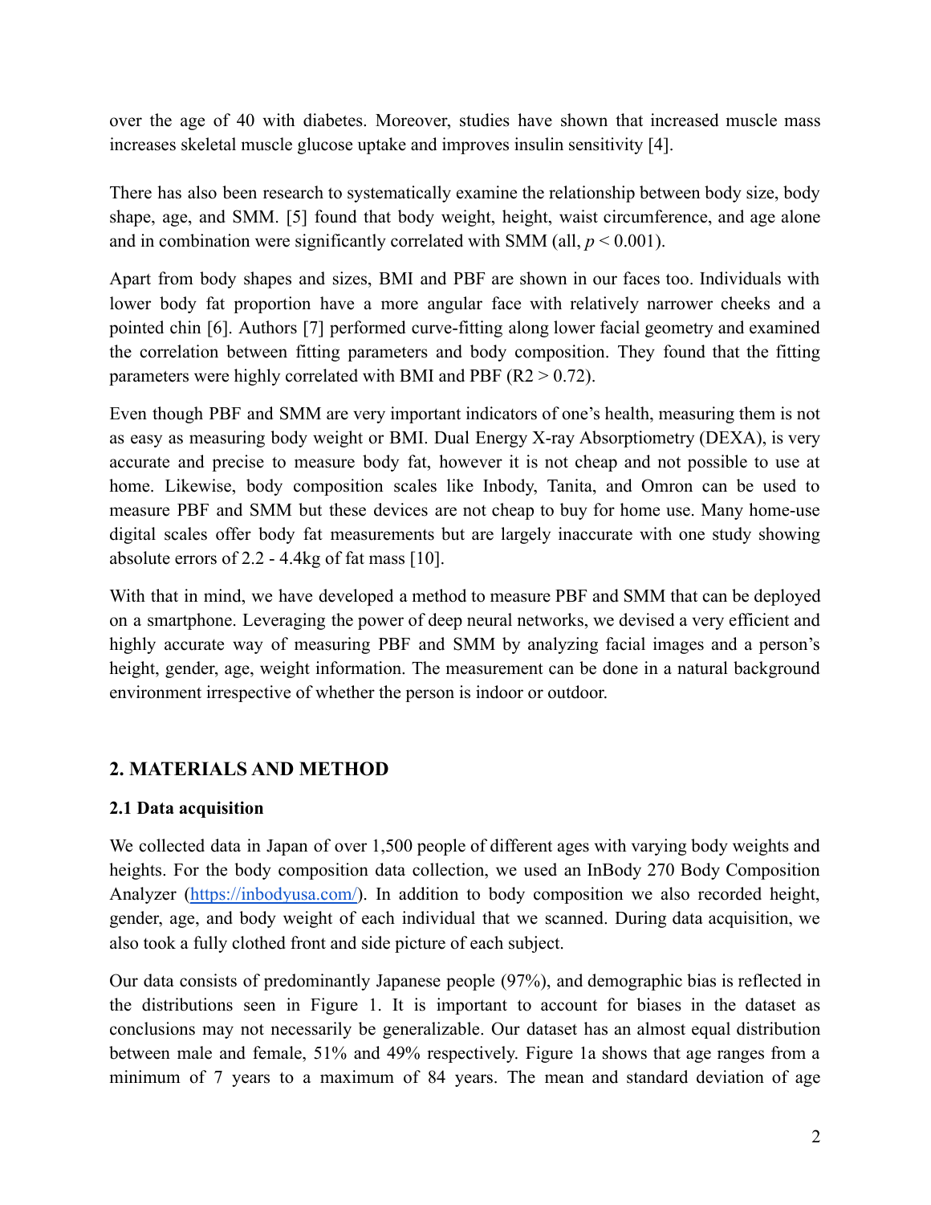over the age of 40 with diabetes. Moreover, studies have shown that increased muscle mass increases skeletal muscle glucose uptake and improves insulin sensitivity [4].

There has also been research to systematically examine the relationship between body size, body shape, age, and SMM. [5] found that body weight, height, waist circumference, and age alone and in combination were significantly correlated with SMM (all, $p < 0.001$).

Apart from body shapes and sizes, BMI and PBF are shown in our faces too. Individuals with lower body fat proportion have a more angular face with relatively narrower cheeks and a pointed chin [6]. Authors [7] performed curve-fitting along lower facial geometry and examined the correlation between fitting parameters and body composition. They found that the fitting parameters were highly correlated with BMI and PBF ($R2 > 0.72$).

Even though PBF and SMM are very important indicators of one's health, measuring them is not as easy as measuring body weight or BMI. Dual Energy X-ray Absorptiometry (DEXA), is very accurate and precise to measure body fat, however it is not cheap and not possible to use at home. Likewise, body composition scales like Inbody, Tanita, and Omron can be used to measure PBF and SMM but these devices are not cheap to buy for home use. Many home-use digital scales offer body fat measurements but are largely inaccurate with one study showing absolute errors of 2.2 - 4.4kg of fat mass [10].

With that in mind, we have developed a method to measure PBF and SMM that can be deployed on a smartphone. Leveraging the power of deep neural networks, we devised a very efficient and highly accurate way of measuring PBF and SMM by analyzing facial images and a person's height, gender, age, weight information. The measurement can be done in a natural background environment irrespective of whether the person is indoor or outdoor.

## 2. MATERIALS AND METHOD

### 2.1 Data acquisition

We collected data in Japan of over 1,500 people of different ages with varying body weights and heights. For the body composition data collection, we used an InBody 270 Body Composition Analyzer (https://inbodyusa.com/). In addition to body composition we also recorded height, gender, age, and body weight of each individual that we scanned. During data acquisition, we also took a fully clothed front and side picture of each subject.

Our data consists of predominantly Japanese people (97%), and demographic bias is reflected in the distributions seen in Figure 1. It is important to account for biases in the dataset as conclusions may not necessarily be generalizable. Our dataset has an almost equal distribution between male and female, 51% and 49% respectively. Figure 1a shows that age ranges from a minimum of 7 years to a maximum of 84 years. The mean and standard deviation of age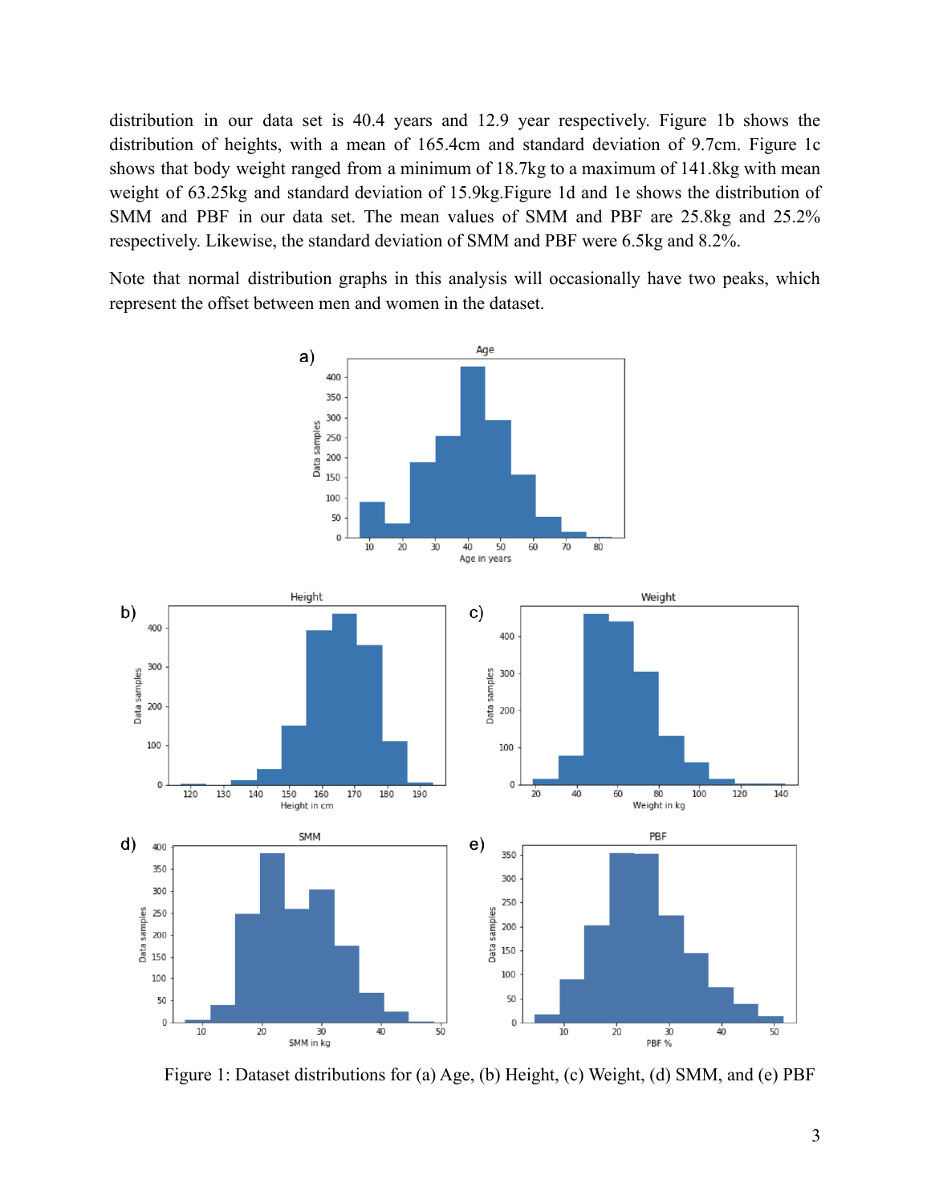distribution in our data set is 40.4 years and 12.9 year respectively. Figure 1b shows the distribution of heights, with a mean of 165.4cm and standard deviation of 9.7cm. Figure 1c shows that body weight ranged from a minimum of 18.7kg to a maximum of 141.8kg with mean weight of 63.25kg and standard deviation of 15.9kg.Figure 1d and 1e shows the distribution of SMM and PBF in our data set. The mean values of SMM and PBF are 25.8kg and 25.2% respectively. Likewise, the standard deviation of SMM and PBF were 6.5kg and 8.2%.

Note that normal distribution graphs in this analysis will occasionally have two peaks, which represent the offset between men and women in the dataset.

Figure 1: Dataset distributions for (a) Age, (b) Height, (c) Weight, (d) SMM, and (e) PBF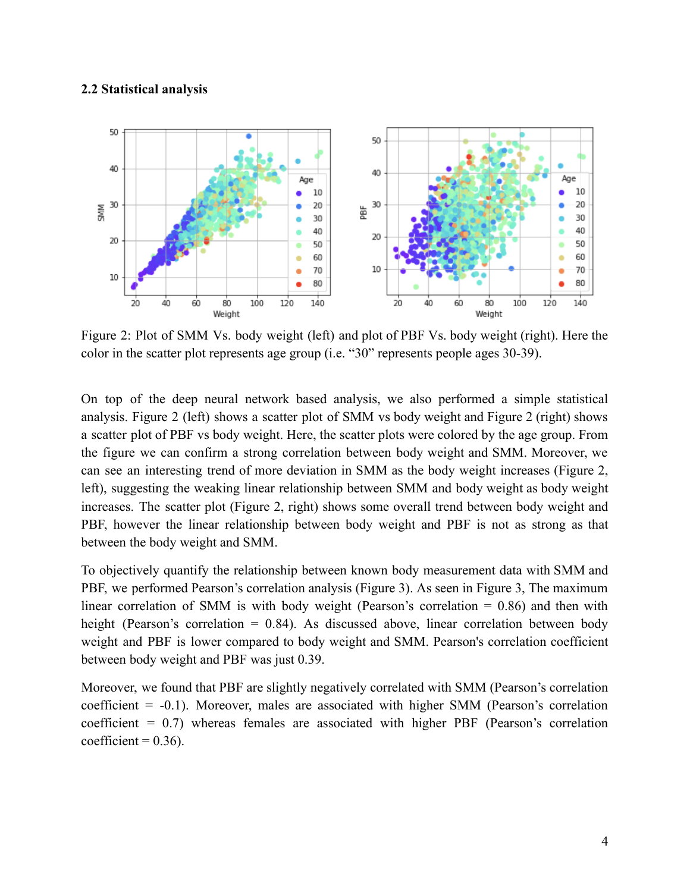### 2.2 Statistical analysis

Figure 2: Plot of SMM Vs. body weight (left) and plot of PBF Vs. body weight (right). Here the color in the scatter plot represents age group (i.e. "30" represents people ages 30-39).

On top of the deep neural network based analysis, we also performed a simple statistical analysis. Figure 2 (left) shows a scatter plot of SMM vs body weight and Figure 2 (right) shows a scatter plot of PBF vs body weight. Here, the scatter plots were colored by the age group. From the figure we can confirm a strong correlation between body weight and SMM. Moreover, we can see an interesting trend of more deviation in SMM as the body weight increases (Figure 2, left), suggesting the weaking linear relationship between SMM and body weight as body weight increases. The scatter plot (Figure 2, right) shows some overall trend between body weight and PBF, however the linear relationship between body weight and PBF is not as strong as that between the body weight and SMM.

To objectively quantify the relationship between known body measurement data with SMM and PBF, we performed Pearson's correlation analysis (Figure 3). As seen in Figure 3, The maximum linear correlation of SMM is with body weight (Pearson's correlation = 0.86) and then with height (Pearson's correlation = 0.84). As discussed above, linear correlation between body weight and PBF is lower compared to body weight and SMM. Pearson's correlation coefficient between body weight and PBF was just 0.39.

Moreover, we found that PBF are slightly negatively correlated with SMM (Pearson's correlation coefficient = -0.1). Moreover, males are associated with higher SMM (Pearson's correlation coefficient = 0.7) whereas females are associated with higher PBF (Pearson's correlation coefficient = 0.36).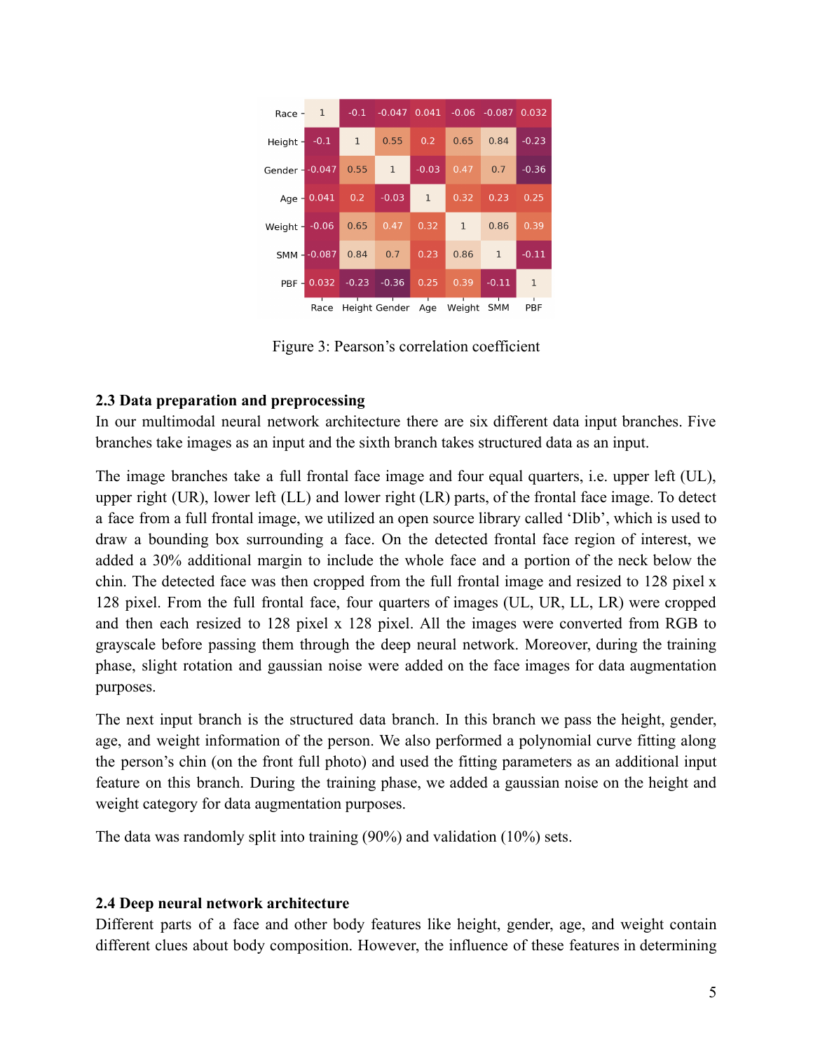|  | Race | Height | Gender | Age | Weight | SMM | PBF |
|---|---|---|---|---|---|---|---|
| Race | 1 | -0.1 | -0.047 | 0.041 | -0.06 | -0.087 | 0.032 |
| Height | -0.1 | 1 | 0.55 | 0.2 | 0.65 | 0.84 | -0.23 |
| Gender | -0.047 | 0.55 | 1 | -0.03 | 0.47 | 0.7 | -0.36 |
| Age | 0.041 | 0.2 | -0.03 | 1 | 0.32 | 0.23 | 0.25 |
| Weight | -0.06 | 0.65 | 0.47 | 0.32 | 1 | 0.86 | 0.39 |
| SMM | -0.087 | 0.84 | 0.7 | 0.23 | 0.86 | 1 | -0.11 |
| PBF | 0.032 | -0.23 | -0.36 | 0.25 | 0.39 | -0.11 | 1 |

Figure 3: Pearson's correlation coefficient

### 2.3 Data preparation and preprocessing

In our multimodal neural network architecture there are six different data input branches. Five branches take images as an input and the sixth branch takes structured data as an input.

The image branches take a full frontal face image and four equal quarters, i.e. upper left (UL), upper right (UR), lower left (LL) and lower right (LR) parts, of the frontal face image. To detect a face from a full frontal image, we utilized an open source library called 'Dlib', which is used to draw a bounding box surrounding a face. On the detected frontal face region of interest, we added a 30% additional margin to include the whole face and a portion of the neck below the chin. The detected face was then cropped from the full frontal image and resized to 128 pixel x 128 pixel. From the full frontal face, four quarters of images (UL, UR, LL, LR) were cropped and then each resized to 128 pixel x 128 pixel. All the images were converted from RGB to grayscale before passing them through the deep neural network. Moreover, during the training phase, slight rotation and gaussian noise were added on the face images for data augmentation purposes.

The next input branch is the structured data branch. In this branch we pass the height, gender, age, and weight information of the person. We also performed a polynomial curve fitting along the person's chin (on the front full photo) and used the fitting parameters as an additional input feature on this branch. During the training phase, we added a gaussian noise on the height and weight category for data augmentation purposes.

The data was randomly split into training (90%) and validation (10%) sets.

### 2.4 Deep neural network architecture

Different parts of a face and other body features like height, gender, age, and weight contain different clues about body composition. However, the influence of these features in determining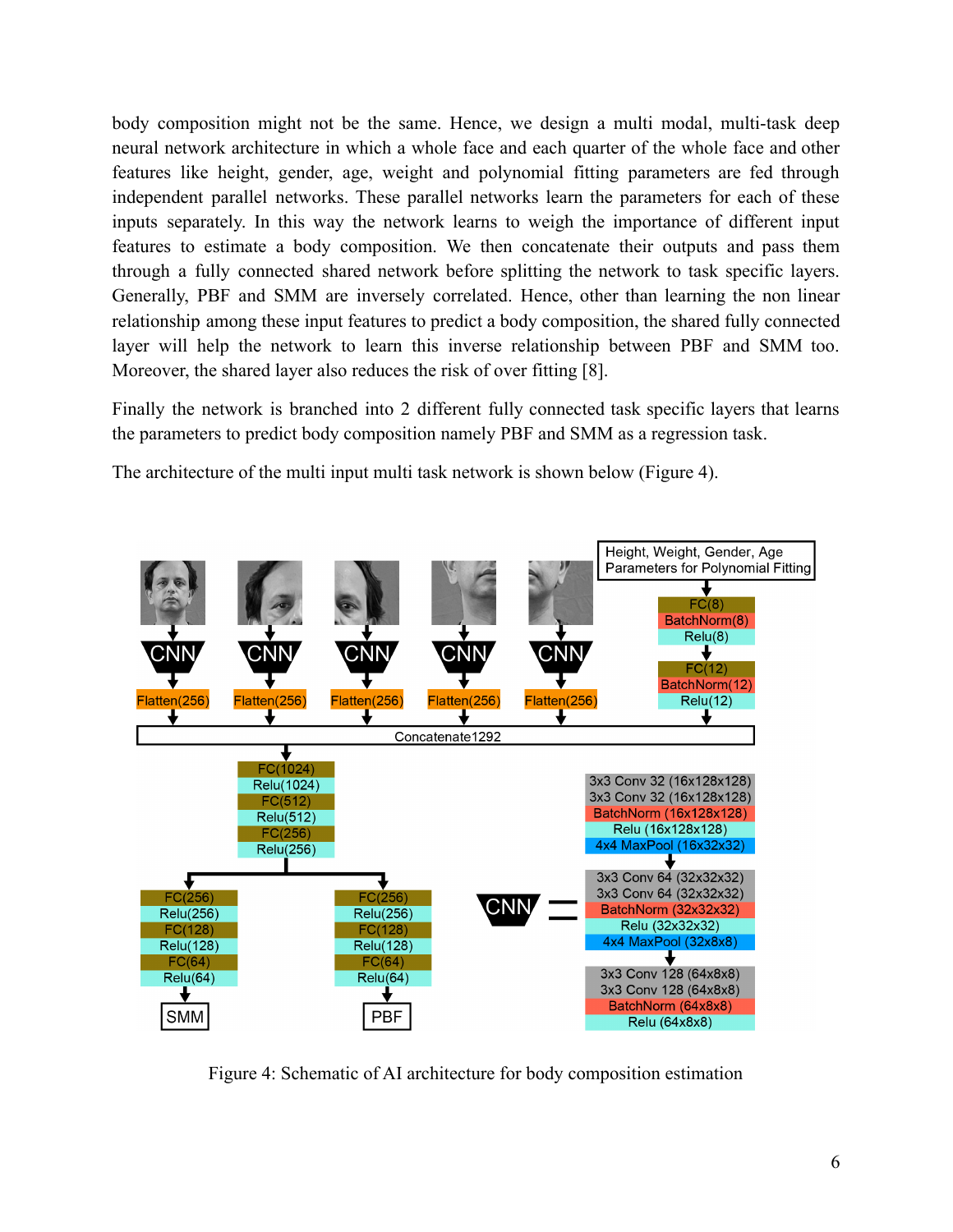body composition might not be the same. Hence, we design a multi modal, multi-task deep neural network architecture in which a whole face and each quarter of the whole face and other features like height, gender, age, weight and polynomial fitting parameters are fed through independent parallel networks. These parallel networks learn the parameters for each of these inputs separately. In this way the network learns to weigh the importance of different input features to estimate a body composition. We then concatenate their outputs and pass them through a fully connected shared network before splitting the network to task specific layers. Generally, PBF and SMM are inversely correlated. Hence, other than learning the non linear relationship among these input features to predict a body composition, the shared fully connected layer will help the network to learn this inverse relationship between PBF and SMM too. Moreover, the shared layer also reduces the risk of over fitting [8].

Finally the network is branched into 2 different fully connected task specific layers that learns the parameters to predict body composition namely PBF and SMM as a regression task.

The architecture of the multi input multi task network is shown below (Figure 4).

Figure 4: Schematic of AI architecture for body composition estimation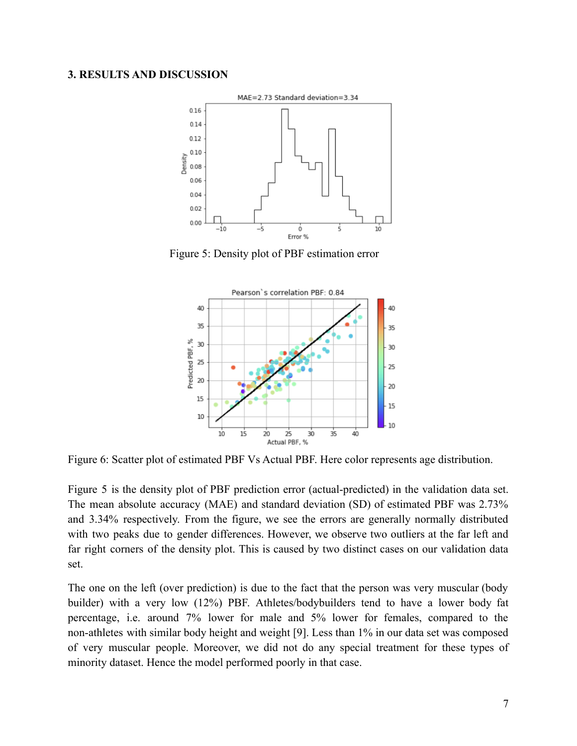## 3. RESULTS AND DISCUSSION

Figure 5: Density plot of PBF estimation error

Figure 6: Scatter plot of estimated PBF Vs Actual PBF. Here color represents age distribution.

Figure 5 is the density plot of PBF prediction error (actual-predicted) in the validation data set. The mean absolute accuracy (MAE) and standard deviation (SD) of estimated PBF was 2.73% and 3.34% respectively. From the figure, we see the errors are generally normally distributed with two peaks due to gender differences. However, we observe two outliers at the far left and far right corners of the density plot. This is caused by two distinct cases on our validation data set.

The one on the left (over prediction) is due to the fact that the person was very muscular (body builder) with a very low (12%) PBF. Athletes/bodybuilders tend to have a lower body fat percentage, i.e. around 7% lower for male and 5% lower for females, compared to the non-athletes with similar body height and weight [9]. Less than 1% in our data set was composed of very muscular people. Moreover, we did not do any special treatment for these types of minority dataset. Hence the model performed poorly in that case.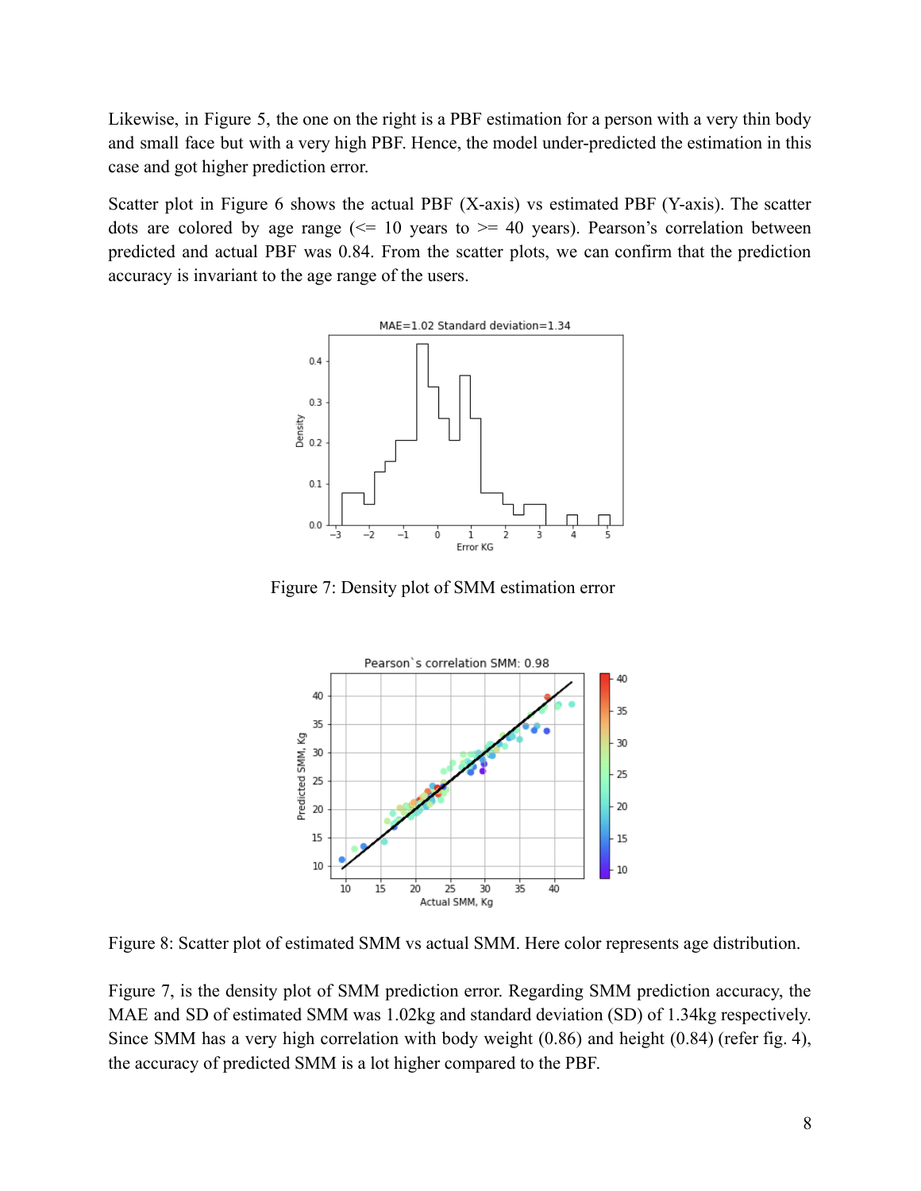Likewise, in Figure 5, the one on the right is a PBF estimation for a person with a very thin body and small face but with a very high PBF. Hence, the model under-predicted the estimation in this case and got higher prediction error.

Scatter plot in Figure 6 shows the actual PBF (X-axis) vs estimated PBF (Y-axis). The scatter dots are colored by age range (<= 10 years to >= 40 years). Pearson's correlation between predicted and actual PBF was 0.84. From the scatter plots, we can confirm that the prediction accuracy is invariant to the age range of the users.

Figure 7: Density plot of SMM estimation error

Figure 8: Scatter plot of estimated SMM vs actual SMM. Here color represents age distribution.

Figure 7, is the density plot of SMM prediction error. Regarding SMM prediction accuracy, the MAE and SD of estimated SMM was 1.02kg and standard deviation (SD) of 1.34kg respectively. Since SMM has a very high correlation with body weight (0.86) and height (0.84) (refer fig. 4), the accuracy of predicted SMM is a lot higher compared to the PBF.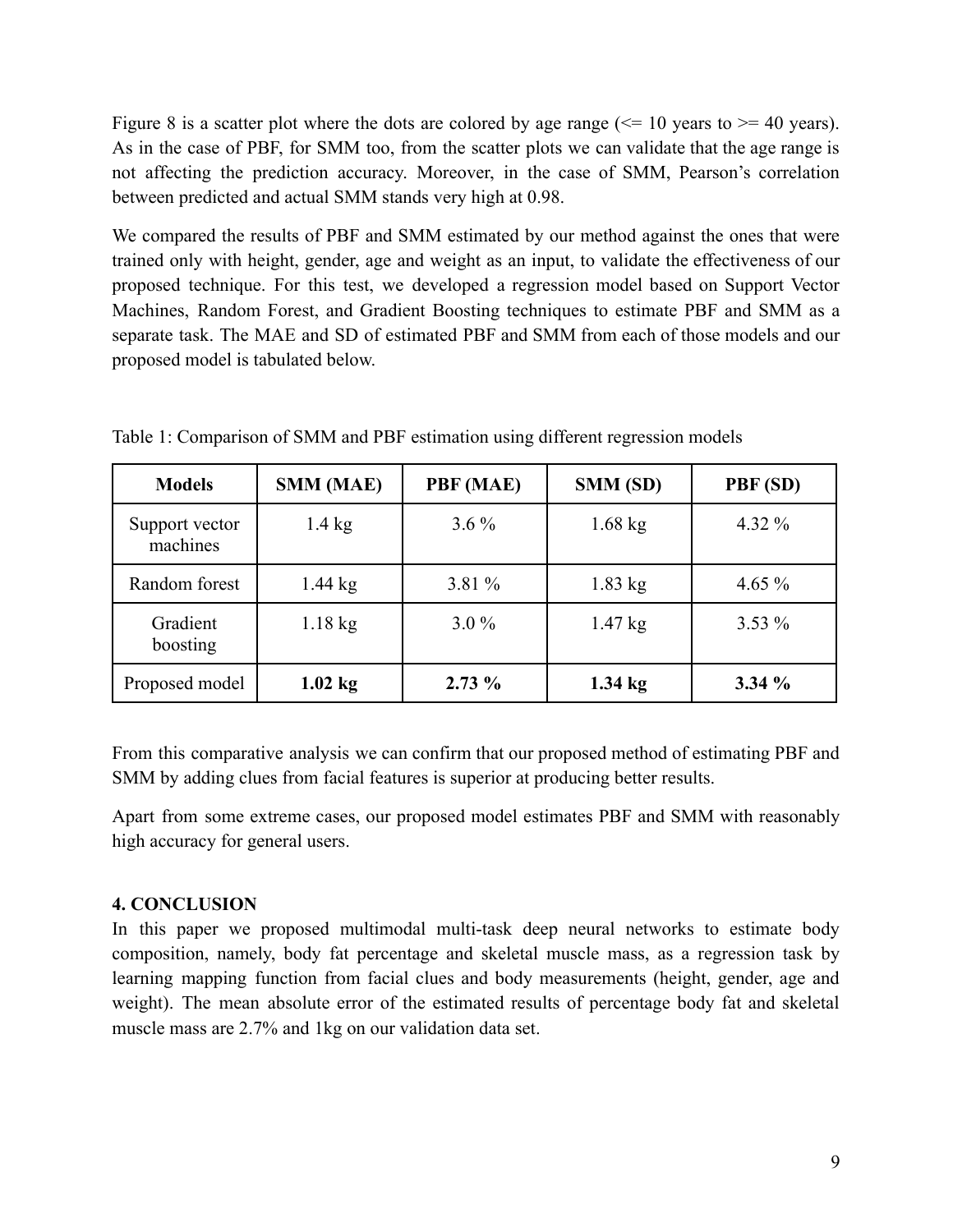Figure 8 is a scatter plot where the dots are colored by age range (<= 10 years to >= 40 years). As in the case of PBF, for SMM too, from the scatter plots we can validate that the age range is not affecting the prediction accuracy. Moreover, in the case of SMM, Pearson's correlation between predicted and actual SMM stands very high at 0.98.

We compared the results of PBF and SMM estimated by our method against the ones that were trained only with height, gender, age and weight as an input, to validate the effectiveness of our proposed technique. For this test, we developed a regression model based on Support Vector Machines, Random Forest, and Gradient Boosting techniques to estimate PBF and SMM as a separate task. The MAE and SD of estimated PBF and SMM from each of those models and our proposed model is tabulated below.

Table 1: Comparison of SMM and PBF estimation using different regression models

| **Models** | **SMM (MAE)** | **PBF (MAE)** | **SMM (SD)** | **PBF (SD)** |
| --- | --- | --- | --- | --- |
| Support vector machines | 1.4 kg | 3.6 % | 1.68 kg | 4.32 % |
| Random forest | 1.44 kg | 3.81 % | 1.83 kg | 4.65 % |
| Gradient boosting | 1.18 kg | 3.0 % | 1.47 kg | 3.53 % |
| Proposed model | **1.02 kg** | **2.73 %** | **1.34 kg** | **3.34 %** |

From this comparative analysis we can confirm that our proposed method of estimating PBF and SMM by adding clues from facial features is superior at producing better results.

Apart from some extreme cases, our proposed model estimates PBF and SMM with reasonably high accuracy for general users.

## 4. CONCLUSION

In this paper we proposed multimodal multi-task deep neural networks to estimate body composition, namely, body fat percentage and skeletal muscle mass, as a regression task by learning mapping function from facial clues and body measurements (height, gender, age and weight). The mean absolute error of the estimated results of percentage body fat and skeletal muscle mass are 2.7% and 1kg on our validation data set.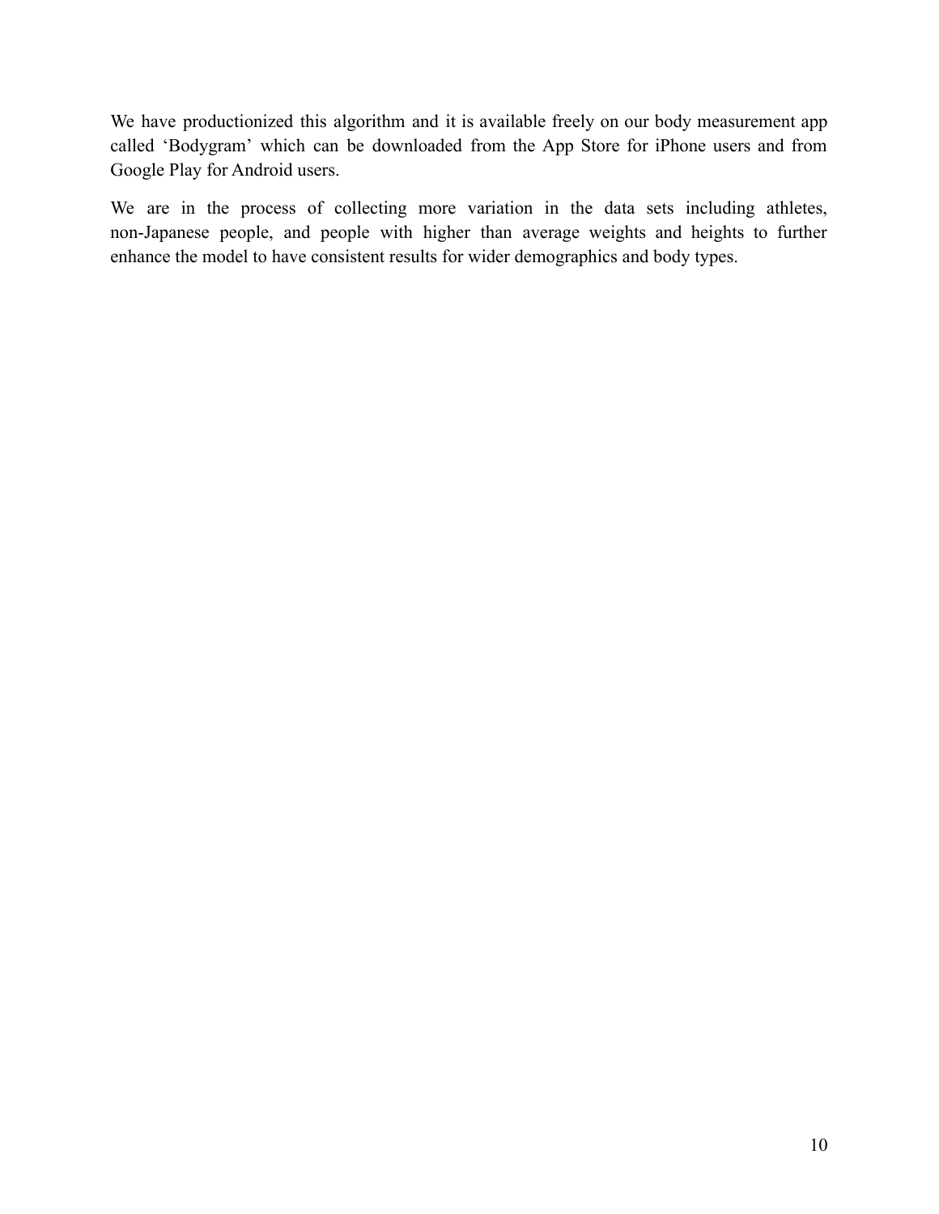We have productionized this algorithm and it is available freely on our body measurement app called ‘Bodygram’ which can be downloaded from the App Store for iPhone users and from Google Play for Android users.

We are in the process of collecting more variation in the data sets including athletes, non-Japanese people, and people with higher than average weights and heights to further enhance the model to have consistent results for wider demographics and body types.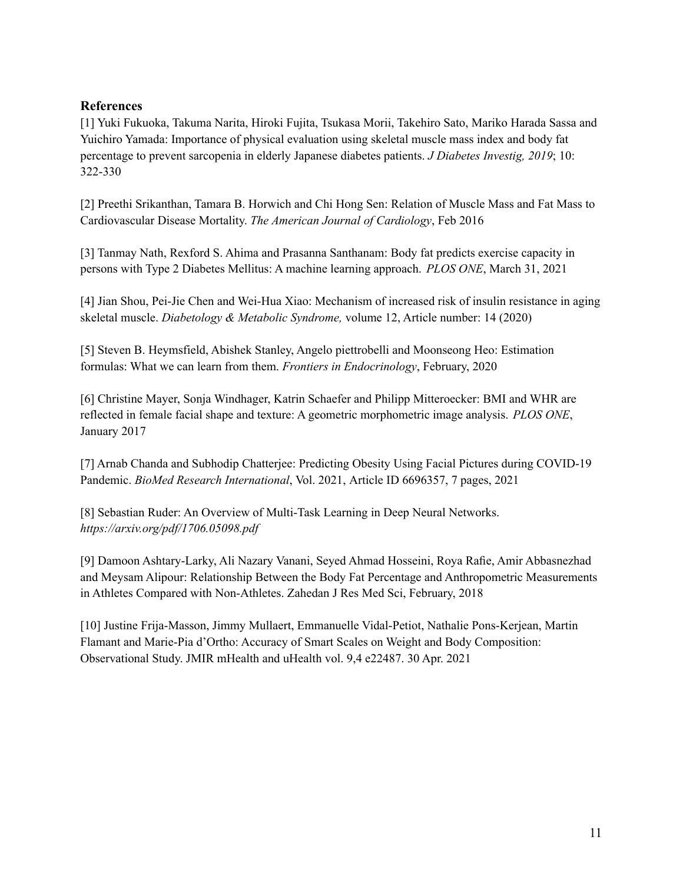## References

[1] Yuki Fukuoka, Takuma Narita, Hiroki Fujita, Tsukasa Morii, Takehiro Sato, Mariko Harada Sassa and Yuichiro Yamada: Importance of physical evaluation using skeletal muscle mass index and body fat percentage to prevent sarcopenia in elderly Japanese diabetes patients. *J Diabetes Investig, 2019*; 10: 322-330

[2] Preethi Srikanthan, Tamara B. Horwich and Chi Hong Sen: Relation of Muscle Mass and Fat Mass to Cardiovascular Disease Mortality. *The American Journal of Cardiology*, Feb 2016

[3] Tanmay Nath, Rexford S. Ahima and Prasanna Santhanam: Body fat predicts exercise capacity in persons with Type 2 Diabetes Mellitus: A machine learning approach. *PLOS ONE*, March 31, 2021

[4] Jian Shou, Pei-Jie Chen and Wei-Hua Xiao: Mechanism of increased risk of insulin resistance in aging skeletal muscle. *Diabetology & Metabolic Syndrome,* volume 12, Article number: 14 (2020)

[5] Steven B. Heymsfield, Abishek Stanley, Angelo piettrobelli and Moonseong Heo: Estimation formulas: What we can learn from them. *Frontiers in Endocrinology*, February, 2020

[6] Christine Mayer, Sonja Windhager, Katrin Schaefer and Philipp Mitteroecker: BMI and WHR are reflected in female facial shape and texture: A geometric morphometric image analysis. *PLOS ONE*, January 2017

[7] Arnab Chanda and Subhodip Chatterjee: Predicting Obesity Using Facial Pictures during COVID-19 Pandemic. *BioMed Research International*, Vol. 2021, Article ID 6696357, 7 pages, 2021

[8] Sebastian Ruder: An Overview of Multi-Task Learning in Deep Neural Networks. *https://arxiv.org/pdf/1706.05098.pdf*

[9] Damoon Ashtary-Larky, Ali Nazary Vanani, Seyed Ahmad Hosseini, Roya Rafie, Amir Abbasnezhad and Meysam Alipour: Relationship Between the Body Fat Percentage and Anthropometric Measurements in Athletes Compared with Non-Athletes. Zahedan J Res Med Sci, February, 2018

[10] Justine Frija-Masson, Jimmy Mullaert, Emmanuelle Vidal-Petiot, Nathalie Pons-Kerjean, Martin Flamant and Marie-Pia d'Ortho: Accuracy of Smart Scales on Weight and Body Composition: Observational Study. JMIR mHealth and uHealth vol. 9,4 e22487. 30 Apr. 2021